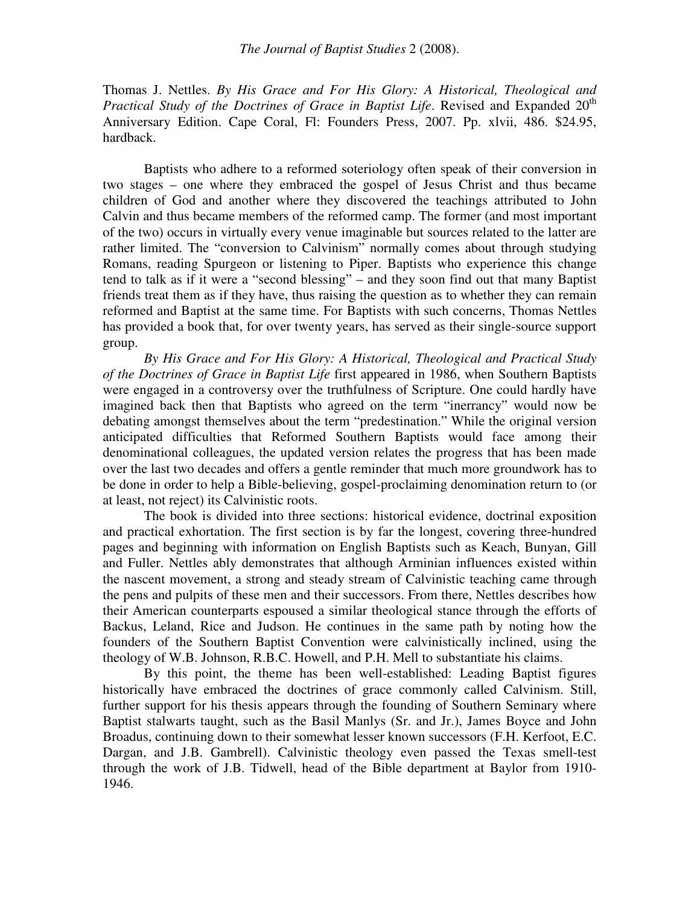Thomas J. Nettles. *By His Grace and For His Glory: A Historical, Theological and Practical Study of the Doctrines of Grace in Baptist Life*. Revised and Expanded 20th Anniversary Edition. Cape Coral, Fl: Founders Press, 2007. Pp. xlvii, 486. $24.95, hardback.

Baptists who adhere to a reformed soteriology often speak of their conversion in two stages – one where they embraced the gospel of Jesus Christ and thus became children of God and another where they discovered the teachings attributed to John Calvin and thus became members of the reformed camp. The former (and most important of the two) occurs in virtually every venue imaginable but sources related to the latter are rather limited. The "conversion to Calvinism" normally comes about through studying Romans, reading Spurgeon or listening to Piper. Baptists who experience this change tend to talk as if it were a "second blessing" – and they soon find out that many Baptist friends treat them as if they have, thus raising the question as to whether they can remain reformed and Baptist at the same time. For Baptists with such concerns, Thomas Nettles has provided a book that, for over twenty years, has served as their single-source support group.

*By His Grace and For His Glory: A Historical, Theological and Practical Study of the Doctrines of Grace in Baptist Life* first appeared in 1986, when Southern Baptists were engaged in a controversy over the truthfulness of Scripture. One could hardly have imagined back then that Baptists who agreed on the term "inerrancy" would now be debating amongst themselves about the term "predestination." While the original version anticipated difficulties that Reformed Southern Baptists would face among their denominational colleagues, the updated version relates the progress that has been made over the last two decades and offers a gentle reminder that much more groundwork has to be done in order to help a Bible-believing, gospel-proclaiming denomination return to (or at least, not reject) its Calvinistic roots.

The book is divided into three sections: historical evidence, doctrinal exposition and practical exhortation. The first section is by far the longest, covering three-hundred pages and beginning with information on English Baptists such as Keach, Bunyan, Gill and Fuller. Nettles ably demonstrates that although Arminian influences existed within the nascent movement, a strong and steady stream of Calvinistic teaching came through the pens and pulpits of these men and their successors. From there, Nettles describes how their American counterparts espoused a similar theological stance through the efforts of Backus, Leland, Rice and Judson. He continues in the same path by noting how the founders of the Southern Baptist Convention were calvinistically inclined, using the theology of W.B. Johnson, R.B.C. Howell, and P.H. Mell to substantiate his claims.

By this point, the theme has been well-established: Leading Baptist figures historically have embraced the doctrines of grace commonly called Calvinism. Still, further support for his thesis appears through the founding of Southern Seminary where Baptist stalwarts taught, such as the Basil Manlys (Sr. and Jr.), James Boyce and John Broadus, continuing down to their somewhat lesser known successors (F.H. Kerfoot, E.C. Dargan, and J.B. Gambrell). Calvinistic theology even passed the Texas smell-test through the work of J.B. Tidwell, head of the Bible department at Baylor from 1910-1946.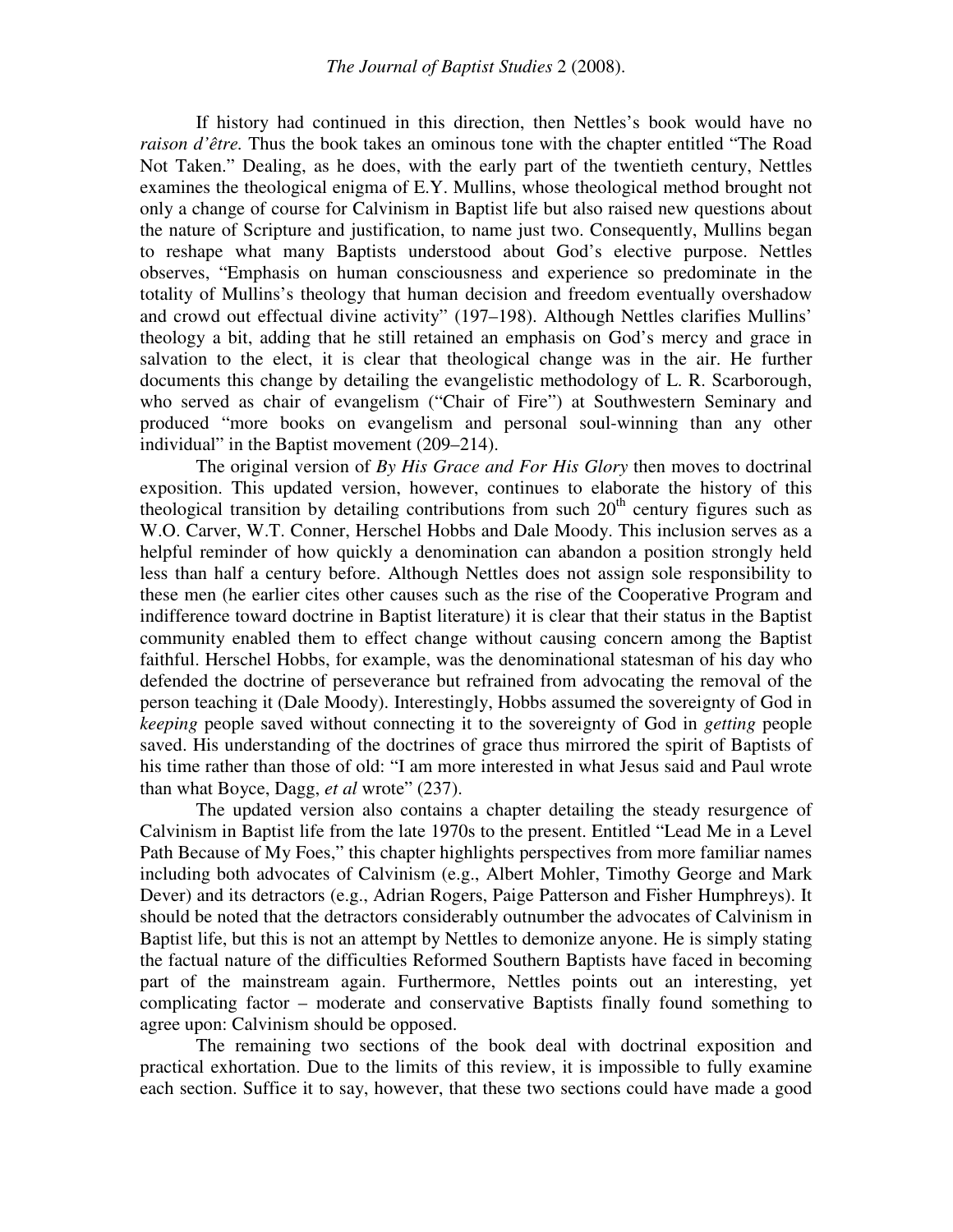If history had continued in this direction, then Nettles's book would have no *raison d'être.* Thus the book takes an ominous tone with the chapter entitled "The Road Not Taken." Dealing, as he does, with the early part of the twentieth century, Nettles examines the theological enigma of E.Y. Mullins, whose theological method brought not only a change of course for Calvinism in Baptist life but also raised new questions about the nature of Scripture and justification, to name just two. Consequently, Mullins began to reshape what many Baptists understood about God's elective purpose. Nettles observes, "Emphasis on human consciousness and experience so predominate in the totality of Mullins's theology that human decision and freedom eventually overshadow and crowd out effectual divine activity" (197–198). Although Nettles clarifies Mullins' theology a bit, adding that he still retained an emphasis on God's mercy and grace in salvation to the elect, it is clear that theological change was in the air. He further documents this change by detailing the evangelistic methodology of L. R. Scarborough, who served as chair of evangelism ("Chair of Fire") at Southwestern Seminary and produced "more books on evangelism and personal soul-winning than any other individual" in the Baptist movement (209–214).

The original version of *By His Grace and For His Glory* then moves to doctrinal exposition. This updated version, however, continues to elaborate the history of this theological transition by detailing contributions from such 20th century figures such as W.O. Carver, W.T. Conner, Herschel Hobbs and Dale Moody. This inclusion serves as a helpful reminder of how quickly a denomination can abandon a position strongly held less than half a century before. Although Nettles does not assign sole responsibility to these men (he earlier cites other causes such as the rise of the Cooperative Program and indifference toward doctrine in Baptist literature) it is clear that their status in the Baptist community enabled them to effect change without causing concern among the Baptist faithful. Herschel Hobbs, for example, was the denominational statesman of his day who defended the doctrine of perseverance but refrained from advocating the removal of the person teaching it (Dale Moody). Interestingly, Hobbs assumed the sovereignty of God in *keeping* people saved without connecting it to the sovereignty of God in *getting* people saved. His understanding of the doctrines of grace thus mirrored the spirit of Baptists of his time rather than those of old: "I am more interested in what Jesus said and Paul wrote than what Boyce, Dagg, *et al* wrote" (237).

The updated version also contains a chapter detailing the steady resurgence of Calvinism in Baptist life from the late 1970s to the present. Entitled "Lead Me in a Level Path Because of My Foes," this chapter highlights perspectives from more familiar names including both advocates of Calvinism (e.g., Albert Mohler, Timothy George and Mark Dever) and its detractors (e.g., Adrian Rogers, Paige Patterson and Fisher Humphreys). It should be noted that the detractors considerably outnumber the advocates of Calvinism in Baptist life, but this is not an attempt by Nettles to demonize anyone. He is simply stating the factual nature of the difficulties Reformed Southern Baptists have faced in becoming part of the mainstream again. Furthermore, Nettles points out an interesting, yet complicating factor – moderate and conservative Baptists finally found something to agree upon: Calvinism should be opposed.

The remaining two sections of the book deal with doctrinal exposition and practical exhortation. Due to the limits of this review, it is impossible to fully examine each section. Suffice it to say, however, that these two sections could have made a good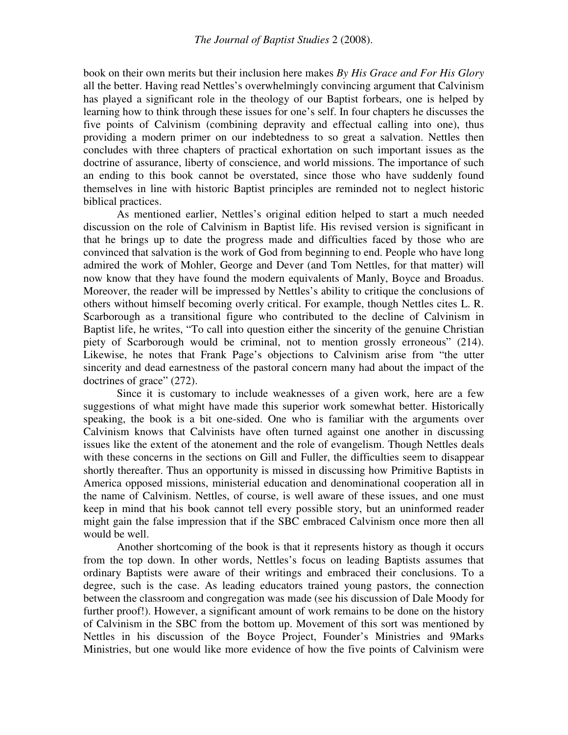book on their own merits but their inclusion here makes *By His Grace and For His Glory* all the better. Having read Nettles's overwhelmingly convincing argument that Calvinism has played a significant role in the theology of our Baptist forbears, one is helped by learning how to think through these issues for one's self. In four chapters he discusses the five points of Calvinism (combining depravity and effectual calling into one), thus providing a modern primer on our indebtedness to so great a salvation. Nettles then concludes with three chapters of practical exhortation on such important issues as the doctrine of assurance, liberty of conscience, and world missions. The importance of such an ending to this book cannot be overstated, since those who have suddenly found themselves in line with historic Baptist principles are reminded not to neglect historic biblical practices.

As mentioned earlier, Nettles's original edition helped to start a much needed discussion on the role of Calvinism in Baptist life. His revised version is significant in that he brings up to date the progress made and difficulties faced by those who are convinced that salvation is the work of God from beginning to end. People who have long admired the work of Mohler, George and Dever (and Tom Nettles, for that matter) will now know that they have found the modern equivalents of Manly, Boyce and Broadus. Moreover, the reader will be impressed by Nettles's ability to critique the conclusions of others without himself becoming overly critical. For example, though Nettles cites L. R. Scarborough as a transitional figure who contributed to the decline of Calvinism in Baptist life, he writes, "To call into question either the sincerity of the genuine Christian piety of Scarborough would be criminal, not to mention grossly erroneous" (214). Likewise, he notes that Frank Page's objections to Calvinism arise from "the utter sincerity and dead earnestness of the pastoral concern many had about the impact of the doctrines of grace" (272).

Since it is customary to include weaknesses of a given work, here are a few suggestions of what might have made this superior work somewhat better. Historically speaking, the book is a bit one-sided. One who is familiar with the arguments over Calvinism knows that Calvinists have often turned against one another in discussing issues like the extent of the atonement and the role of evangelism. Though Nettles deals with these concerns in the sections on Gill and Fuller, the difficulties seem to disappear shortly thereafter. Thus an opportunity is missed in discussing how Primitive Baptists in America opposed missions, ministerial education and denominational cooperation all in the name of Calvinism. Nettles, of course, is well aware of these issues, and one must keep in mind that his book cannot tell every possible story, but an uninformed reader might gain the false impression that if the SBC embraced Calvinism once more then all would be well.

Another shortcoming of the book is that it represents history as though it occurs from the top down. In other words, Nettles's focus on leading Baptists assumes that ordinary Baptists were aware of their writings and embraced their conclusions. To a degree, such is the case. As leading educators trained young pastors, the connection between the classroom and congregation was made (see his discussion of Dale Moody for further proof!). However, a significant amount of work remains to be done on the history of Calvinism in the SBC from the bottom up. Movement of this sort was mentioned by Nettles in his discussion of the Boyce Project, Founder's Ministries and 9Marks Ministries, but one would like more evidence of how the five points of Calvinism were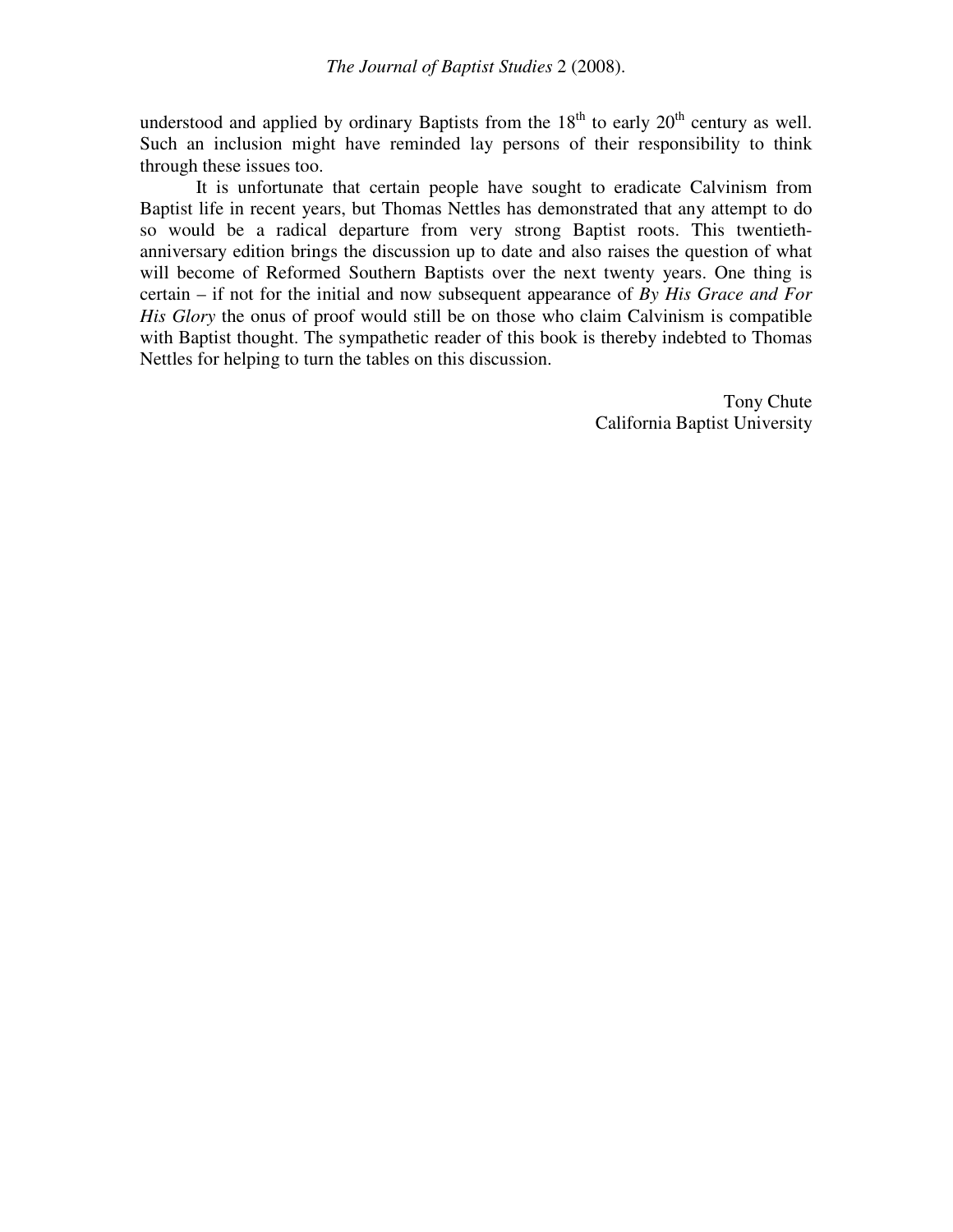understood and applied by ordinary Baptists from the 18th to early 20th century as well. Such an inclusion might have reminded lay persons of their responsibility to think through these issues too.

It is unfortunate that certain people have sought to eradicate Calvinism from Baptist life in recent years, but Thomas Nettles has demonstrated that any attempt to do so would be a radical departure from very strong Baptist roots. This twentieth-anniversary edition brings the discussion up to date and also raises the question of what will become of Reformed Southern Baptists over the next twenty years. One thing is certain – if not for the initial and now subsequent appearance of *By His Grace and For His Glory* the onus of proof would still be on those who claim Calvinism is compatible with Baptist thought. The sympathetic reader of this book is thereby indebted to Thomas Nettles for helping to turn the tables on this discussion.

Tony Chute
California Baptist University